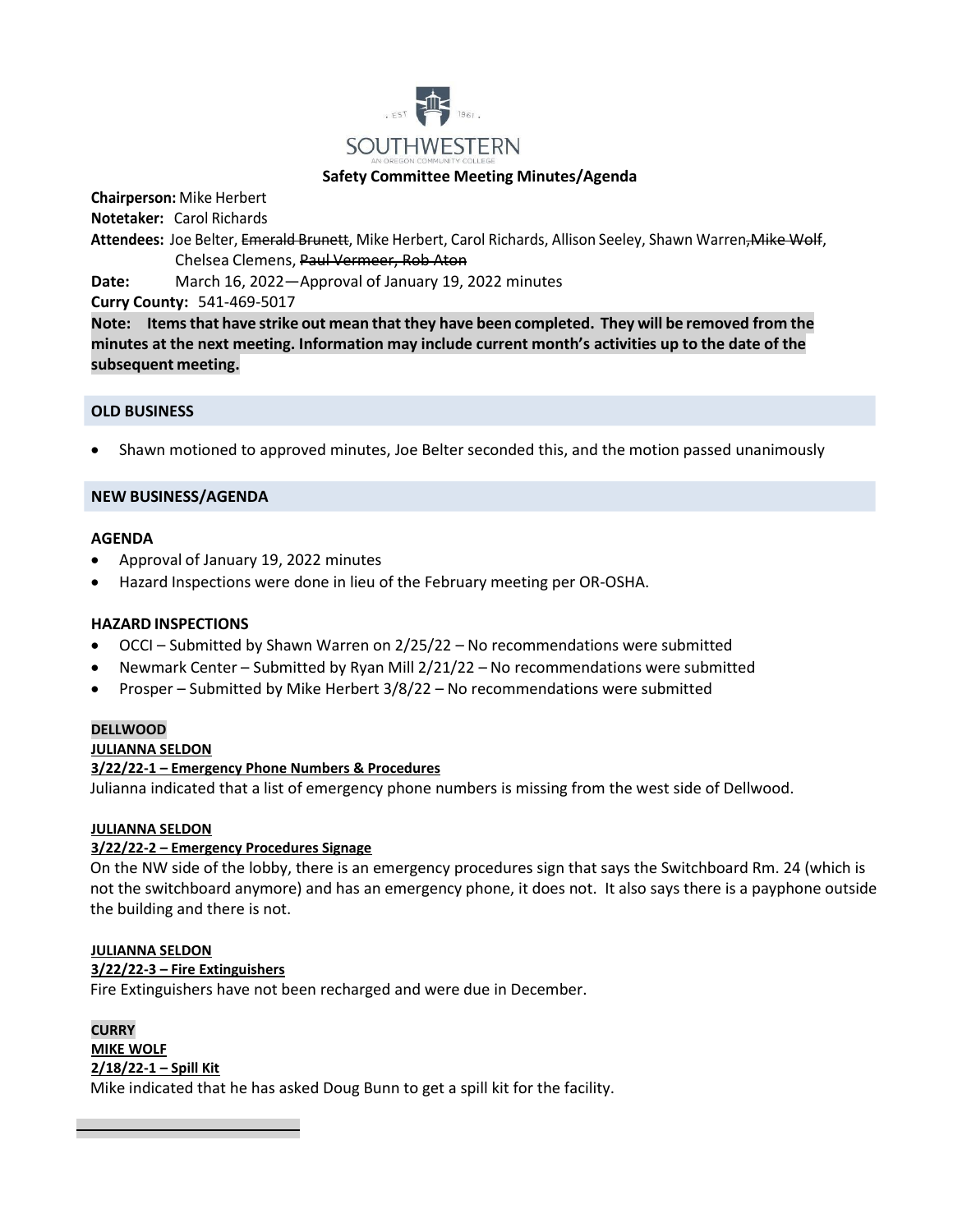SOUTHWESTERN

AN OREGON COMMUNITY COLLEGE

. EST 1961 .

**Safety Committee Meeting Minutes/Agenda**

**Chairperson:** Mike Herbert

**Notetaker:** Carol Richards

**Attendees:** Joe Belter, ~~Emerald Brunett~~, Mike Herbert, Carol Richards, Allison Seeley, Shawn Warren~~, Mike Wolf~~, Chelsea Clemens, ~~Paul Vermeer, Rob Aton~~

**Date:** March 16, 2022—Approval of January 19, 2022 minutes

**Curry County:** 541-469-5017

**Note: Items that have strike out mean that they have been completed. They will be removed from the minutes at the next meeting. Information may include current month's activities up to the date of the subsequent meeting.**

## OLD BUSINESS

- Shawn motioned to approved minutes, Joe Belter seconded this, and the motion passed unanimously

## NEW BUSINESS/AGENDA

### AGENDA

- Approval of January 19, 2022 minutes
- Hazard Inspections were done in lieu of the February meeting per OR-OSHA.

### HAZARD INSPECTIONS

- OCCI – Submitted by Shawn Warren on 2/25/22 – No recommendations were submitted
- Newmark Center – Submitted by Ryan Mill 2/21/22 – No recommendations were submitted
- Prosper – Submitted by Mike Herbert 3/8/22 – No recommendations were submitted

**DELLWOOD**

**JULIANNA SELDON**

**3/22/22-1 – Emergency Phone Numbers & Procedures**

Julianna indicated that a list of emergency phone numbers is missing from the west side of Dellwood.

**JULIANNA SELDON**

**3/22/22-2 – Emergency Procedures Signage**

On the NW side of the lobby, there is an emergency procedures sign that says the Switchboard Rm. 24 (which is not the switchboard anymore) and has an emergency phone, it does not. It also says there is a payphone outside the building and there is not.

**JULIANNA SELDON**

**3/22/22-3 – Fire Extinguishers**

Fire Extinguishers have not been recharged and were due in December.

**CURRY**

**MIKE WOLF**

**2/18/22-1 – Spill Kit**

Mike indicated that he has asked Doug Bunn to get a spill kit for the facility.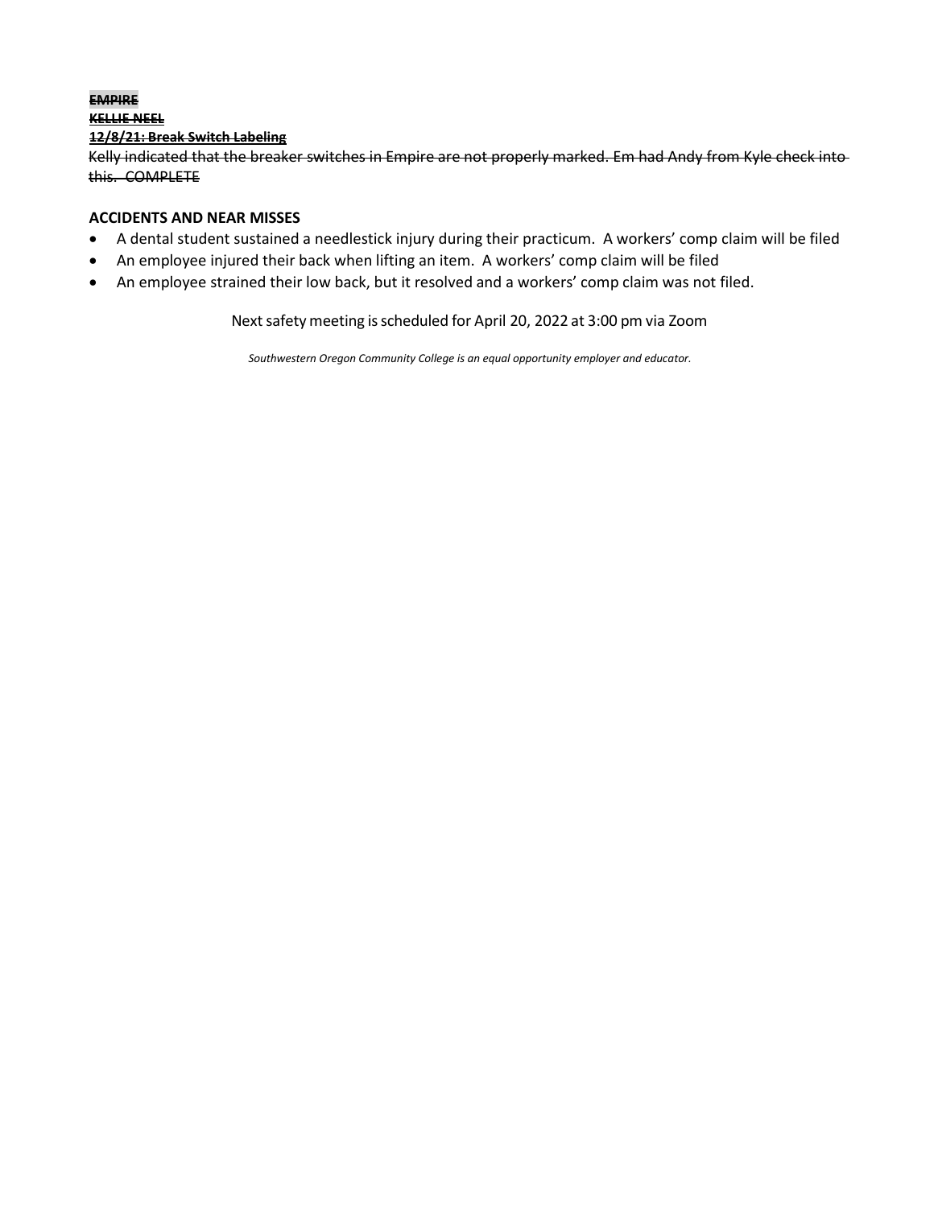~~**EMPIRE**~~

~~**KELLIE NEEL**~~

~~**12/8/21: Break Switch Labeling**~~

~~Kelly indicated that the breaker switches in Empire are not properly marked. Em had Andy from Kyle check into this. COMPLETE~~

**ACCIDENTS AND NEAR MISSES**

- A dental student sustained a needlestick injury during their practicum. A workers' comp claim will be filed
- An employee injured their back when lifting an item. A workers' comp claim will be filed
- An employee strained their low back, but it resolved and a workers' comp claim was not filed.

Next safety meeting is scheduled for April 20, 2022 at 3:00 pm via Zoom

*Southwestern Oregon Community College is an equal opportunity employer and educator.*